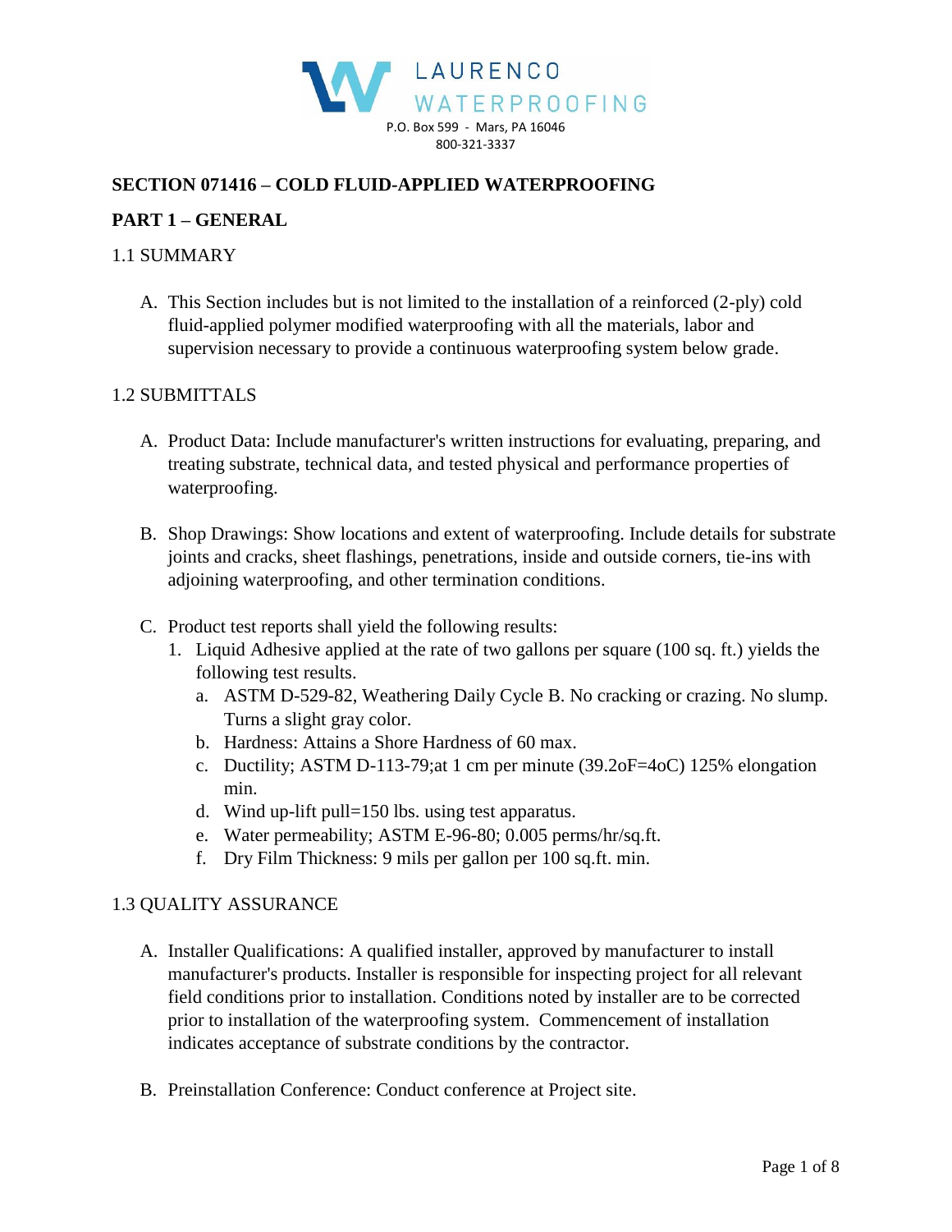LAURENCO WATERPROOFING

P.O. Box 599 - Mars, PA 16046

800-321-3337

# SECTION 071416 – COLD FLUID-APPLIED WATERPROOFING

## PART 1 – GENERAL

### 1.1 SUMMARY

A. This Section includes but is not limited to the installation of a reinforced (2-ply) cold fluid-applied polymer modified waterproofing with all the materials, labor and supervision necessary to provide a continuous waterproofing system below grade.

### 1.2 SUBMITTALS

A. Product Data: Include manufacturer's written instructions for evaluating, preparing, and treating substrate, technical data, and tested physical and performance properties of waterproofing.

B. Shop Drawings: Show locations and extent of waterproofing. Include details for substrate joints and cracks, sheet flashings, penetrations, inside and outside corners, tie-ins with adjoining waterproofing, and other termination conditions.

C. Product test reports shall yield the following results:

1. Liquid Adhesive applied at the rate of two gallons per square (100 sq. ft.) yields the following test results.
   a. ASTM D-529-82, Weathering Daily Cycle B. No cracking or crazing. No slump. Turns a slight gray color.
   b. Hardness: Attains a Shore Hardness of 60 max.
   c. Ductility; ASTM D-113-79;at 1 cm per minute (39.2oF=4oC) 125% elongation min.
   d. Wind up-lift pull=150 lbs. using test apparatus.
   e. Water permeability; ASTM E-96-80; 0.005 perms/hr/sq.ft.
   f. Dry Film Thickness: 9 mils per gallon per 100 sq.ft. min.

### 1.3 QUALITY ASSURANCE

A. Installer Qualifications: A qualified installer, approved by manufacturer to install manufacturer's products. Installer is responsible for inspecting project for all relevant field conditions prior to installation. Conditions noted by installer are to be corrected prior to installation of the waterproofing system. Commencement of installation indicates acceptance of substrate conditions by the contractor.

B. Preinstallation Conference: Conduct conference at Project site.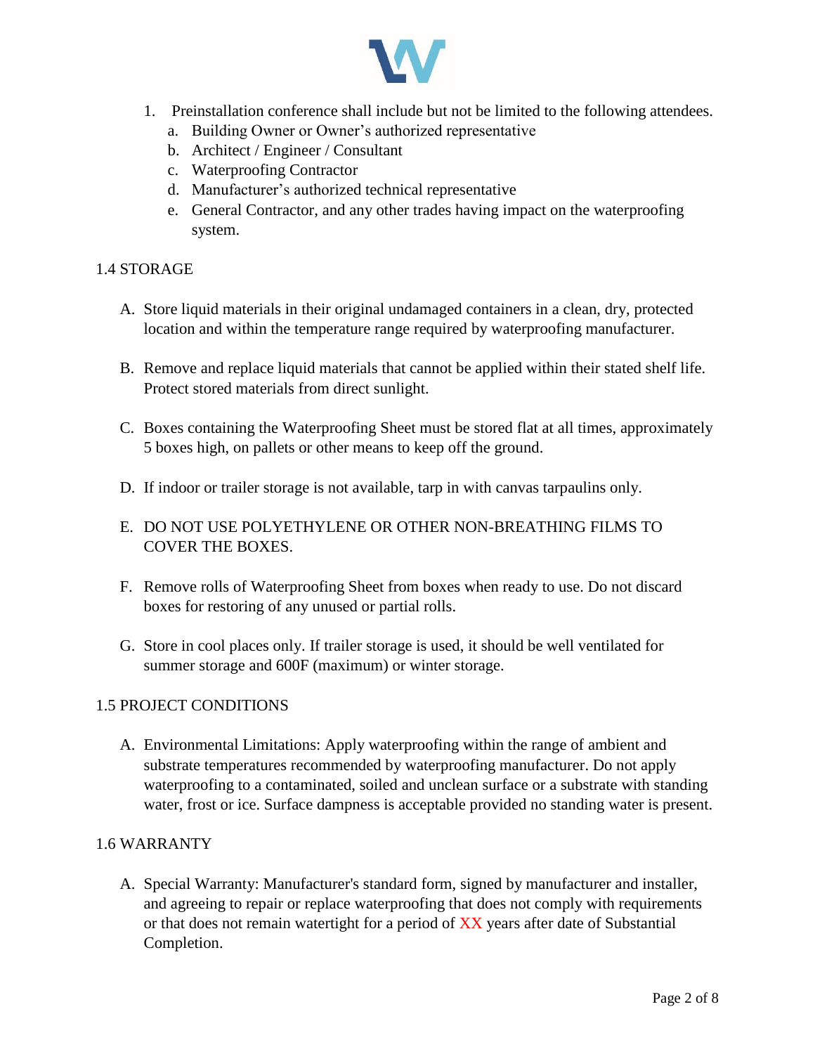1. Preinstallation conference shall include but not be limited to the following attendees.
   a. Building Owner or Owner's authorized representative
   b. Architect / Engineer / Consultant
   c. Waterproofing Contractor
   d. Manufacturer's authorized technical representative
   e. General Contractor, and any other trades having impact on the waterproofing system.

## 1.4 STORAGE

A. Store liquid materials in their original undamaged containers in a clean, dry, protected location and within the temperature range required by waterproofing manufacturer.

B. Remove and replace liquid materials that cannot be applied within their stated shelf life. Protect stored materials from direct sunlight.

C. Boxes containing the Waterproofing Sheet must be stored flat at all times, approximately 5 boxes high, on pallets or other means to keep off the ground.

D. If indoor or trailer storage is not available, tarp in with canvas tarpaulins only.

E. DO NOT USE POLYETHYLENE OR OTHER NON-BREATHING FILMS TO COVER THE BOXES.

F. Remove rolls of Waterproofing Sheet from boxes when ready to use. Do not discard boxes for restoring of any unused or partial rolls.

G. Store in cool places only. If trailer storage is used, it should be well ventilated for summer storage and 600F (maximum) or winter storage.

## 1.5 PROJECT CONDITIONS

A. Environmental Limitations: Apply waterproofing within the range of ambient and substrate temperatures recommended by waterproofing manufacturer. Do not apply waterproofing to a contaminated, soiled and unclean surface or a substrate with standing water, frost or ice. Surface dampness is acceptable provided no standing water is present.

## 1.6 WARRANTY

A. Special Warranty: Manufacturer's standard form, signed by manufacturer and installer, and agreeing to repair or replace waterproofing that does not comply with requirements or that does not remain watertight for a period of XX years after date of Substantial Completion.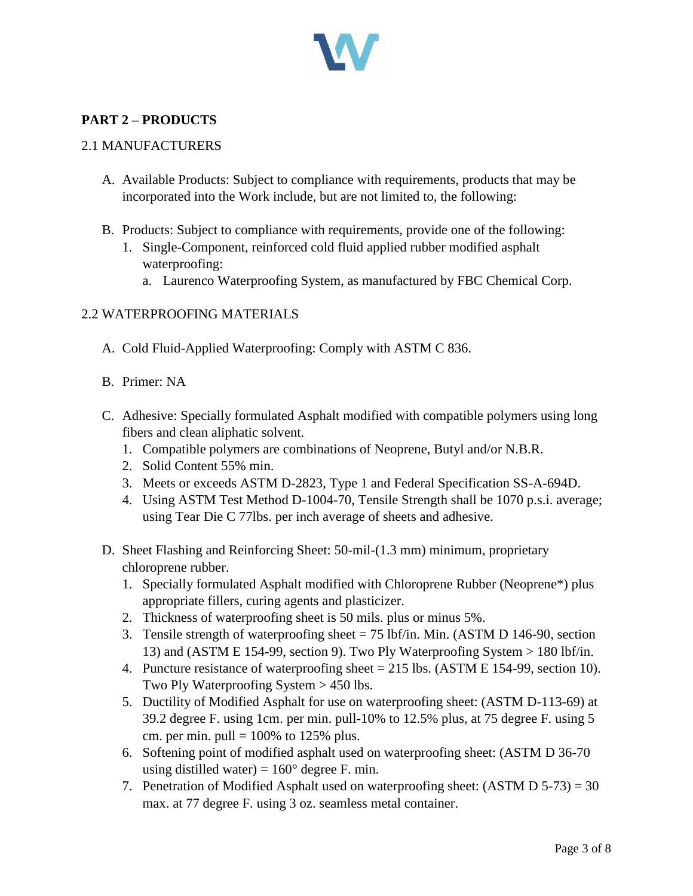## PART 2 – PRODUCTS

### 2.1 MANUFACTURERS

A. Available Products: Subject to compliance with requirements, products that may be incorporated into the Work include, but are not limited to, the following:

B. Products: Subject to compliance with requirements, provide one of the following:
   1. Single-Component, reinforced cold fluid applied rubber modified asphalt waterproofing:
      a. Laurenco Waterproofing System, as manufactured by FBC Chemical Corp.

### 2.2 WATERPROOFING MATERIALS

A. Cold Fluid-Applied Waterproofing: Comply with ASTM C 836.

B. Primer: NA

C. Adhesive: Specially formulated Asphalt modified with compatible polymers using long fibers and clean aliphatic solvent.
   1. Compatible polymers are combinations of Neoprene, Butyl and/or N.B.R.
   2. Solid Content 55% min.
   3. Meets or exceeds ASTM D-2823, Type 1 and Federal Specification SS-A-694D.
   4. Using ASTM Test Method D-1004-70, Tensile Strength shall be 1070 p.s.i. average; using Tear Die C 77lbs. per inch average of sheets and adhesive.

D. Sheet Flashing and Reinforcing Sheet: 50-mil-(1.3 mm) minimum, proprietary chloroprene rubber.
   1. Specially formulated Asphalt modified with Chloroprene Rubber (Neoprene*) plus appropriate fillers, curing agents and plasticizer.
   2. Thickness of waterproofing sheet is 50 mils. plus or minus 5%.
   3. Tensile strength of waterproofing sheet = 75 lbf/in. Min. (ASTM D 146-90, section 13) and (ASTM E 154-99, section 9). Two Ply Waterproofing System > 180 lbf/in.
   4. Puncture resistance of waterproofing sheet = 215 lbs. (ASTM E 154-99, section 10). Two Ply Waterproofing System > 450 lbs.
   5. Ductility of Modified Asphalt for use on waterproofing sheet: (ASTM D-113-69) at 39.2 degree F. using 1cm. per min. pull-10% to 12.5% plus, at 75 degree F. using 5 cm. per min. pull = 100% to 125% plus.
   6. Softening point of modified asphalt used on waterproofing sheet: (ASTM D 36-70 using distilled water) = 160° degree F. min.
   7. Penetration of Modified Asphalt used on waterproofing sheet: (ASTM D 5-73) = 30 max. at 77 degree F. using 3 oz. seamless metal container.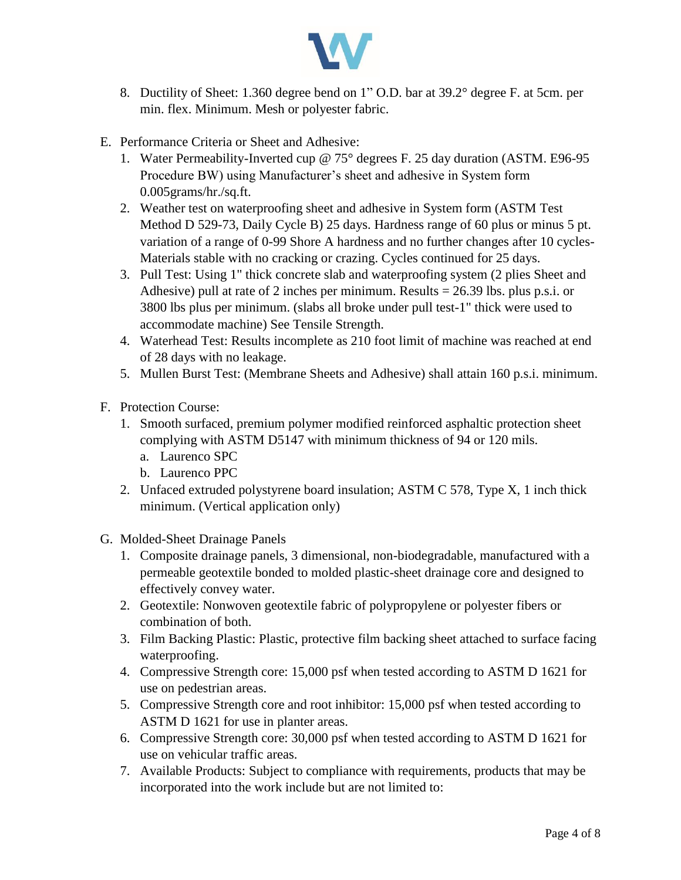8. Ductility of Sheet: 1.360 degree bend on 1" O.D. bar at 39.2° degree F. at 5cm. per min. flex. Minimum. Mesh or polyester fabric.

E. Performance Criteria or Sheet and Adhesive:
   1. Water Permeability-Inverted cup @ 75° degrees F. 25 day duration (ASTM. E96-95 Procedure BW) using Manufacturer's sheet and adhesive in System form 0.005grams/hr./sq.ft.
   2. Weather test on waterproofing sheet and adhesive in System form (ASTM Test Method D 529-73, Daily Cycle B) 25 days. Hardness range of 60 plus or minus 5 pt. variation of a range of 0-99 Shore A hardness and no further changes after 10 cycles-Materials stable with no cracking or crazing. Cycles continued for 25 days.
   3. Pull Test: Using 1" thick concrete slab and waterproofing system (2 plies Sheet and Adhesive) pull at rate of 2 inches per minimum. Results = 26.39 lbs. plus p.s.i. or 3800 lbs plus per minimum. (slabs all broke under pull test-1" thick were used to accommodate machine) See Tensile Strength.
   4. Waterhead Test: Results incomplete as 210 foot limit of machine was reached at end of 28 days with no leakage.
   5. Mullen Burst Test: (Membrane Sheets and Adhesive) shall attain 160 p.s.i. minimum.

F. Protection Course:
   1. Smooth surfaced, premium polymer modified reinforced asphaltic protection sheet complying with ASTM D5147 with minimum thickness of 94 or 120 mils.
      a. Laurenco SPC
      b. Laurenco PPC
   2. Unfaced extruded polystyrene board insulation; ASTM C 578, Type X, 1 inch thick minimum. (Vertical application only)

G. Molded-Sheet Drainage Panels
   1. Composite drainage panels, 3 dimensional, non-biodegradable, manufactured with a permeable geotextile bonded to molded plastic-sheet drainage core and designed to effectively convey water.
   2. Geotextile: Nonwoven geotextile fabric of polypropylene or polyester fibers or combination of both.
   3. Film Backing Plastic: Plastic, protective film backing sheet attached to surface facing waterproofing.
   4. Compressive Strength core: 15,000 psf when tested according to ASTM D 1621 for use on pedestrian areas.
   5. Compressive Strength core and root inhibitor: 15,000 psf when tested according to ASTM D 1621 for use in planter areas.
   6. Compressive Strength core: 30,000 psf when tested according to ASTM D 1621 for use on vehicular traffic areas.
   7. Available Products: Subject to compliance with requirements, products that may be incorporated into the work include but are not limited to: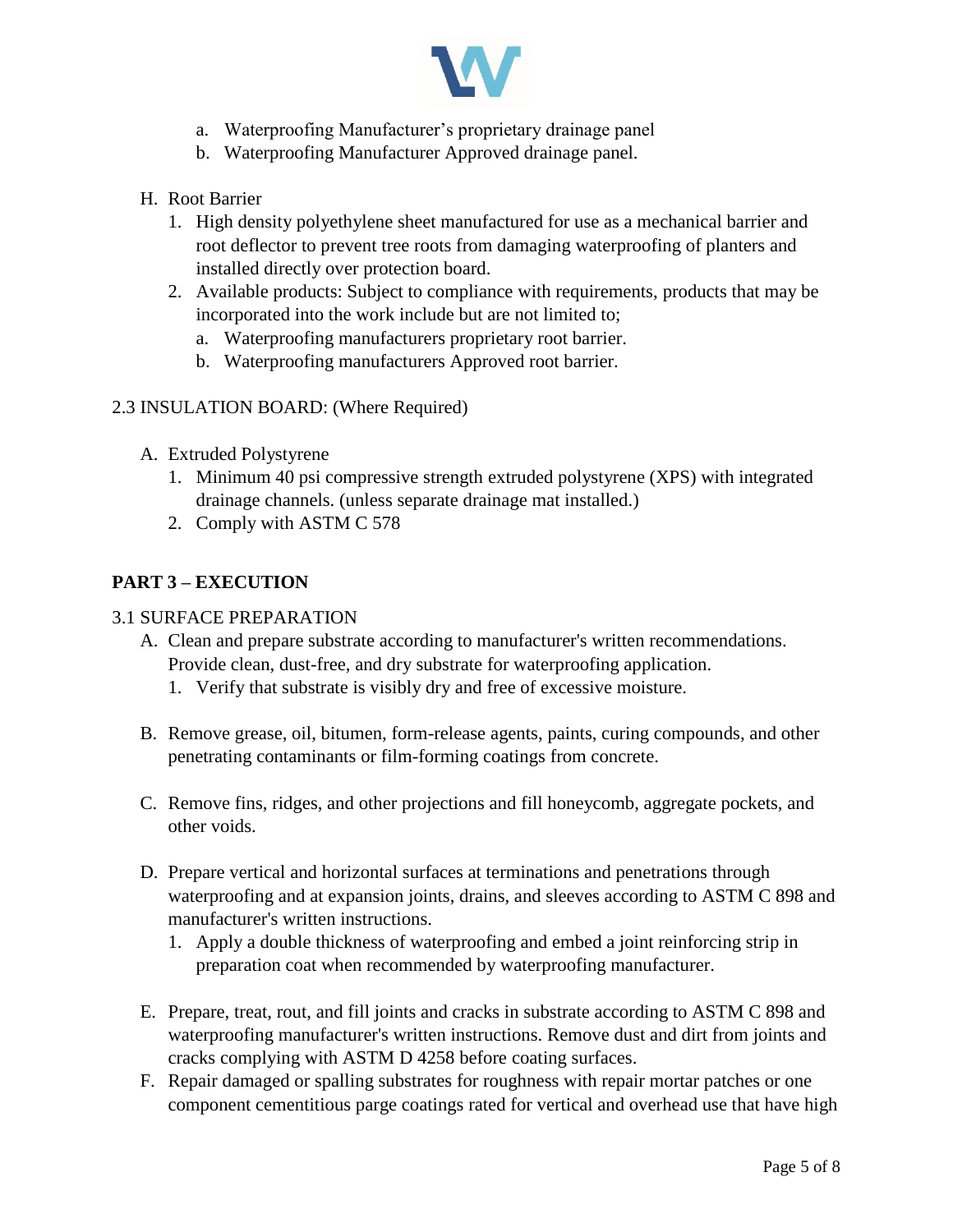a. Waterproofing Manufacturer's proprietary drainage panel
b. Waterproofing Manufacturer Approved drainage panel.

H. Root Barrier
   1. High density polyethylene sheet manufactured for use as a mechanical barrier and root deflector to prevent tree roots from damaging waterproofing of planters and installed directly over protection board.
   2. Available products: Subject to compliance with requirements, products that may be incorporated into the work include but are not limited to;
      a. Waterproofing manufacturers proprietary root barrier.
      b. Waterproofing manufacturers Approved root barrier.

2.3 INSULATION BOARD: (Where Required)

A. Extruded Polystyrene
   1. Minimum 40 psi compressive strength extruded polystyrene (XPS) with integrated drainage channels. (unless separate drainage mat installed.)
   2. Comply with ASTM C 578

## PART 3 – EXECUTION

3.1 SURFACE PREPARATION

A. Clean and prepare substrate according to manufacturer's written recommendations. Provide clean, dust-free, and dry substrate for waterproofing application.
   1. Verify that substrate is visibly dry and free of excessive moisture.

B. Remove grease, oil, bitumen, form-release agents, paints, curing compounds, and other penetrating contaminants or film-forming coatings from concrete.

C. Remove fins, ridges, and other projections and fill honeycomb, aggregate pockets, and other voids.

D. Prepare vertical and horizontal surfaces at terminations and penetrations through waterproofing and at expansion joints, drains, and sleeves according to ASTM C 898 and manufacturer's written instructions.
   1. Apply a double thickness of waterproofing and embed a joint reinforcing strip in preparation coat when recommended by waterproofing manufacturer.

E. Prepare, treat, rout, and fill joints and cracks in substrate according to ASTM C 898 and waterproofing manufacturer's written instructions. Remove dust and dirt from joints and cracks complying with ASTM D 4258 before coating surfaces.

F. Repair damaged or spalling substrates for roughness with repair mortar patches or one component cementitious parge coatings rated for vertical and overhead use that have high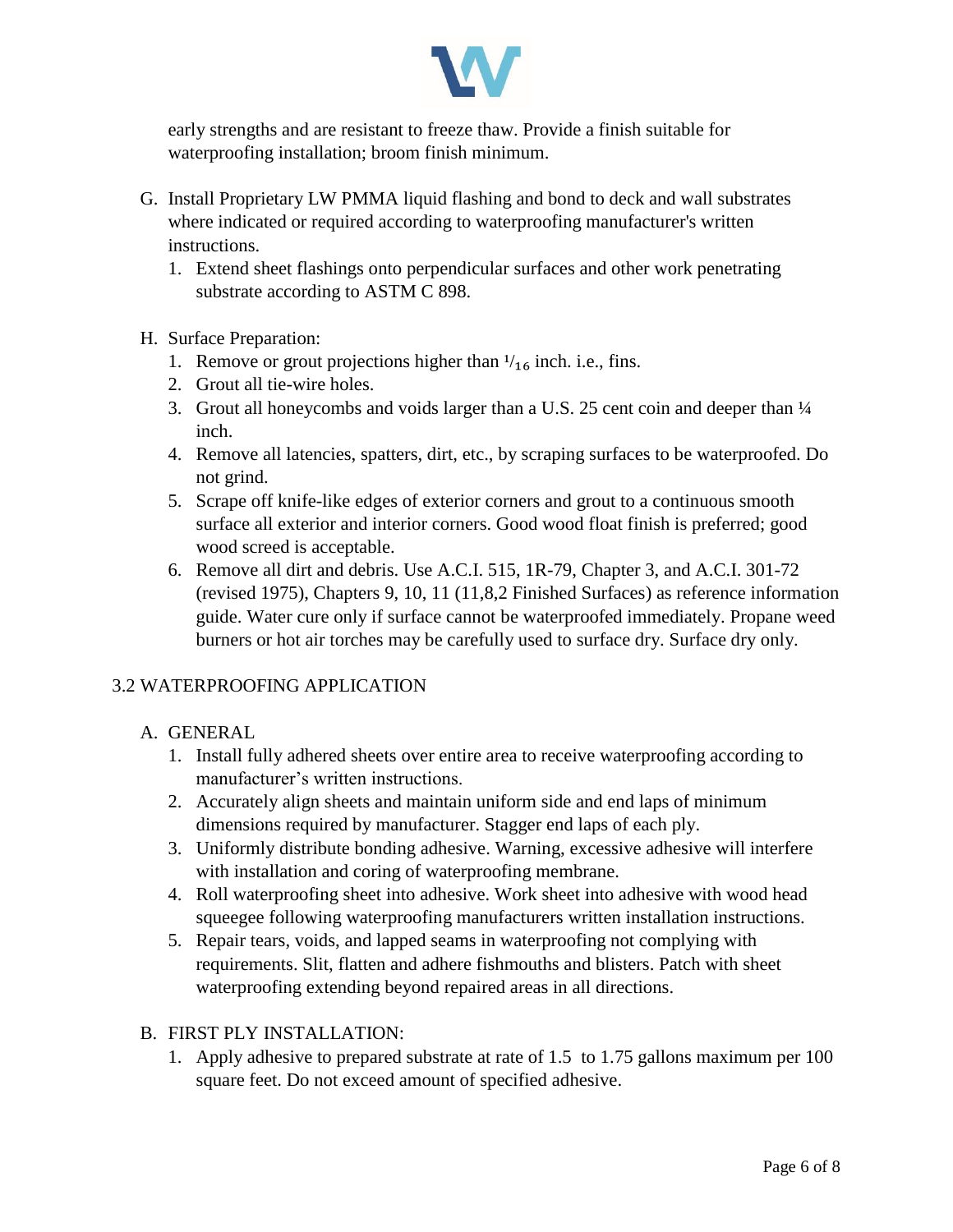early strengths and are resistant to freeze thaw. Provide a finish suitable for waterproofing installation; broom finish minimum.

G. Install Proprietary LW PMMA liquid flashing and bond to deck and wall substrates where indicated or required according to waterproofing manufacturer's written instructions.
   1. Extend sheet flashings onto perpendicular surfaces and other work penetrating substrate according to ASTM C 898.

H. Surface Preparation:
   1. Remove or grout projections higher than $^1/_{16}$ inch. i.e., fins.
   2. Grout all tie-wire holes.
   3. Grout all honeycombs and voids larger than a U.S. 25 cent coin and deeper than ¼ inch.
   4. Remove all latencies, spatters, dirt, etc., by scraping surfaces to be waterproofed. Do not grind.
   5. Scrape off knife-like edges of exterior corners and grout to a continuous smooth surface all exterior and interior corners. Good wood float finish is preferred; good wood screed is acceptable.
   6. Remove all dirt and debris. Use A.C.I. 515, 1R-79, Chapter 3, and A.C.I. 301-72 (revised 1975), Chapters 9, 10, 11 (11,8,2 Finished Surfaces) as reference information guide. Water cure only if surface cannot be waterproofed immediately. Propane weed burners or hot air torches may be carefully used to surface dry. Surface dry only.

## 3.2 WATERPROOFING APPLICATION

A. GENERAL
   1. Install fully adhered sheets over entire area to receive waterproofing according to manufacturer's written instructions.
   2. Accurately align sheets and maintain uniform side and end laps of minimum dimensions required by manufacturer. Stagger end laps of each ply.
   3. Uniformly distribute bonding adhesive. Warning, excessive adhesive will interfere with installation and coring of waterproofing membrane.
   4. Roll waterproofing sheet into adhesive. Work sheet into adhesive with wood head squeegee following waterproofing manufacturers written installation instructions.
   5. Repair tears, voids, and lapped seams in waterproofing not complying with requirements. Slit, flatten and adhere fishmouths and blisters. Patch with sheet waterproofing extending beyond repaired areas in all directions.

B. FIRST PLY INSTALLATION:
   1. Apply adhesive to prepared substrate at rate of 1.5 to 1.75 gallons maximum per 100 square feet. Do not exceed amount of specified adhesive.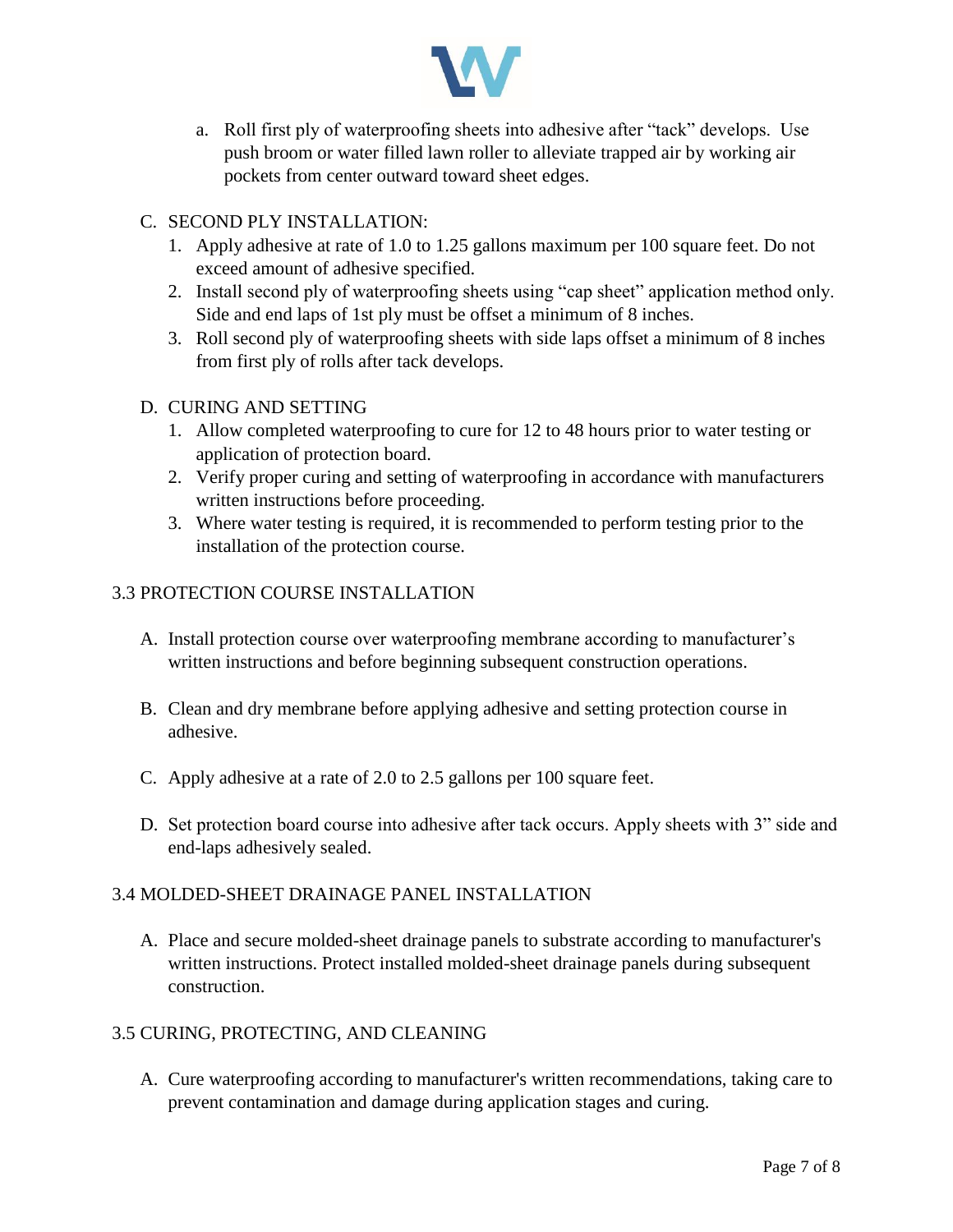a. Roll first ply of waterproofing sheets into adhesive after "tack" develops. Use push broom or water filled lawn roller to alleviate trapped air by working air pockets from center outward toward sheet edges.

C. SECOND PLY INSTALLATION:

1. Apply adhesive at rate of 1.0 to 1.25 gallons maximum per 100 square feet. Do not exceed amount of adhesive specified.
2. Install second ply of waterproofing sheets using "cap sheet" application method only. Side and end laps of 1st ply must be offset a minimum of 8 inches.
3. Roll second ply of waterproofing sheets with side laps offset a minimum of 8 inches from first ply of rolls after tack develops.

D. CURING AND SETTING

1. Allow completed waterproofing to cure for 12 to 48 hours prior to water testing or application of protection board.
2. Verify proper curing and setting of waterproofing in accordance with manufacturers written instructions before proceeding.
3. Where water testing is required, it is recommended to perform testing prior to the installation of the protection course.

## 3.3 PROTECTION COURSE INSTALLATION

A. Install protection course over waterproofing membrane according to manufacturer's written instructions and before beginning subsequent construction operations.

B. Clean and dry membrane before applying adhesive and setting protection course in adhesive.

C. Apply adhesive at a rate of 2.0 to 2.5 gallons per 100 square feet.

D. Set protection board course into adhesive after tack occurs. Apply sheets with 3" side and end-laps adhesively sealed.

## 3.4 MOLDED-SHEET DRAINAGE PANEL INSTALLATION

A. Place and secure molded-sheet drainage panels to substrate according to manufacturer's written instructions. Protect installed molded-sheet drainage panels during subsequent construction.

## 3.5 CURING, PROTECTING, AND CLEANING

A. Cure waterproofing according to manufacturer's written recommendations, taking care to prevent contamination and damage during application stages and curing.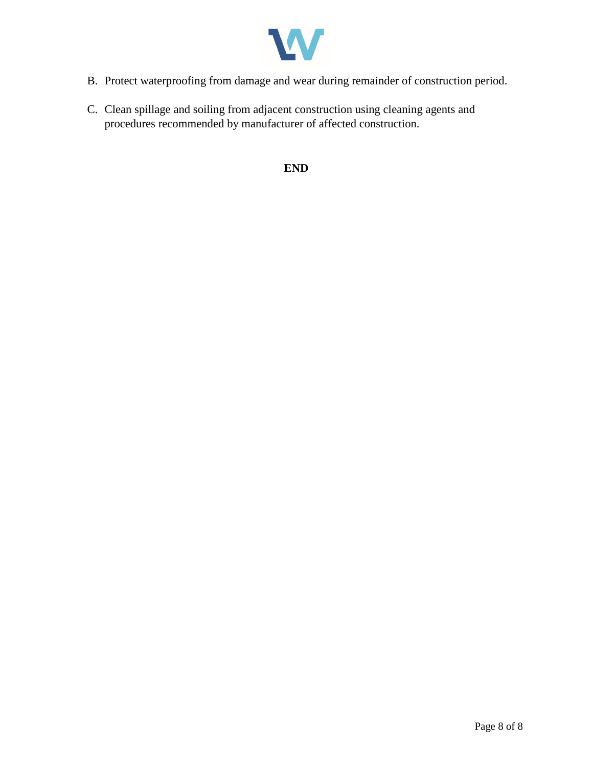B. Protect waterproofing from damage and wear during remainder of construction period.

C. Clean spillage and soiling from adjacent construction using cleaning agents and procedures recommended by manufacturer of affected construction.

**END**